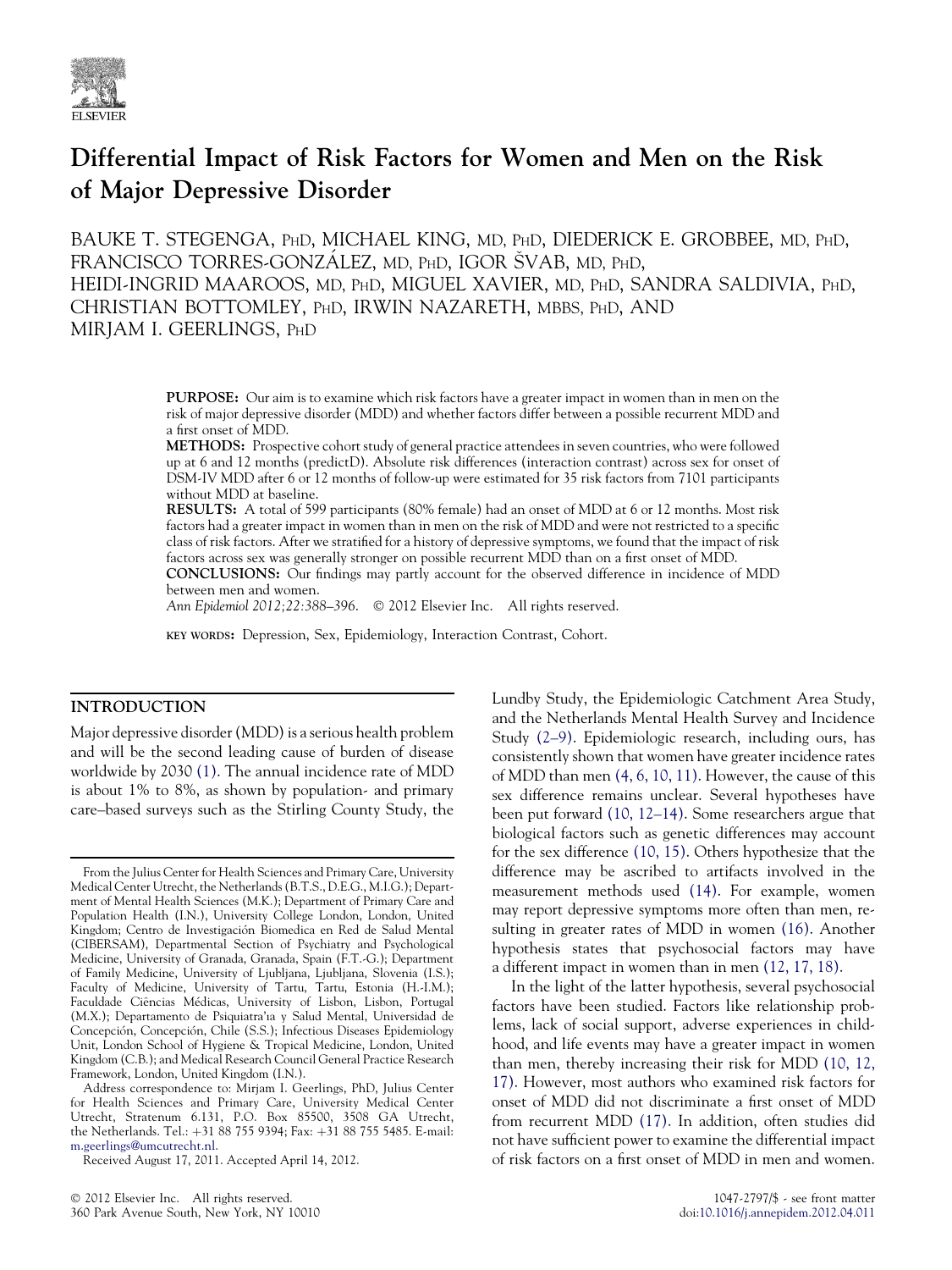# Differential Impact of Risk Factors for Women and Men on the Risk of Major Depressive Disorder

BAUKE T. STEGENGA, PHD, MICHAEL KING, MD, PHD, DIEDERICK E. GROBBEE, MD, PHD, FRANCISCO TORRES-GONZÁLEZ, MD, PHD, IGOR ŠVAB, MD, PHD, HEIDI-INGRID MAAROOS, MD, PHD, MIGUEL XAVIER, MD, PHD, SANDRA SALDIVIA, PHD, CHRISTIAN BOTTOMLEY, PHD, IRWIN NAZARETH, MBBS, PHD, AND MIRJAM I. GEERLINGS, PHD

**PURPOSE:** Our aim is to examine which risk factors have a greater impact in women than in men on the risk of major depressive disorder (MDD) and whether factors differ between a possible recurrent MDD and a first onset of MDD.

**METHODS:** Prospective cohort study of general practice attendees in seven countries, who were followed up at 6 and 12 months (predictD). Absolute risk differences (interaction contrast) across sex for onset of DSM-IV MDD after 6 or 12 months of follow-up were estimated for 35 risk factors from 7101 participants without MDD at baseline.

**RESULTS:** A total of 599 participants (80% female) had an onset of MDD at 6 or 12 months. Most risk factors had a greater impact in women than in men on the risk of MDD and were not restricted to a specific class of risk factors. After we stratified for a history of depressive symptoms, we found that the impact of risk factors across sex was generally stronger on possible recurrent MDD than on a first onset of MDD.

**CONCLUSIONS:** Our findings may partly account for the observed difference in incidence of MDD between men and women.

*Ann Epidemiol 2012;22:388–396.* © 2012 Elsevier Inc. All rights reserved.

KEY WORDS: Depression, Sex, Epidemiology, Interaction Contrast, Cohort.

## INTRODUCTION

Major depressive disorder (MDD) is a serious health problem and will be the second leading cause of burden of disease worldwide by 2030 (1). The annual incidence rate of MDD is about 1% to 8%, as shown by population- and primary care–based surveys such as the Stirling County Study, the Lundby Study, the Epidemiologic Catchment Area Study, and the Netherlands Mental Health Survey and Incidence Study (2–9). Epidemiologic research, including ours, has consistently shown that women have greater incidence rates of MDD than men (4, 6, 10, 11). However, the cause of this sex difference remains unclear. Several hypotheses have been put forward (10, 12–14). Some researchers argue that biological factors such as genetic differences may account for the sex difference (10, 15). Others hypothesize that the difference may be ascribed to artifacts involved in the measurement methods used (14). For example, women may report depressive symptoms more often than men, resulting in greater rates of MDD in women (16). Another hypothesis states that psychosocial factors may have a different impact in women than in men (12, 17, 18).

In the light of the latter hypothesis, several psychosocial factors have been studied. Factors like relationship problems, lack of social support, adverse experiences in childhood, and life events may have a greater impact in women than men, thereby increasing their risk for MDD (10, 12, 17). However, most authors who examined risk factors for onset of MDD did not discriminate a first onset of MDD from recurrent MDD (17). In addition, often studies did not have sufficient power to examine the differential impact of risk factors on a first onset of MDD in men and women.

From the Julius Center for Health Sciences and Primary Care, University Medical Center Utrecht, the Netherlands (B.T.S., D.E.G., M.I.G.); Department of Mental Health Sciences (M.K.); Department of Primary Care and Population Health (I.N.), University College London, London, United Kingdom; Centro de Investigación Biomedica en Red de Salud Mental (CIBERSAM), Departmental Section of Psychiatry and Psychological Medicine, University of Granada, Granada, Spain (F.T.-G.); Department of Family Medicine, University of Ljubljana, Ljubljana, Slovenia (I.S.); Faculty of Medicine, University of Tartu, Tartu, Estonia (H.-I.M.); Faculdade Ciências Médicas, University of Lisbon, Lisbon, Portugal (M.X.); Departamento de Psiquiatra'ıa y Salud Mental, Universidad de Concepción, Concepción, Chile (S.S.); Infectious Diseases Epidemiology Unit, London School of Hygiene & Tropical Medicine, London, United Kingdom (C.B.); and Medical Research Council General Practice Research Framework, London, United Kingdom (I.N.).

Address correspondence to: Mirjam I. Geerlings, PhD, Julius Center for Health Sciences and Primary Care, University Medical Center Utrecht, Stratenum 6.131, P.O. Box 85500, 3508 GA Utrecht, the Netherlands. Tel.: +31 88 755 9394; Fax: +31 88 755 5485. E-mail: m.geerlings@umcutrecht.nl.

Received August 17, 2011. Accepted April 14, 2012.

© 2012 Elsevier Inc. All rights reserved.
360 Park Avenue South, New York, NY 10010

1047-2797/$ - see front matter
doi:10.1016/j.annepidem.2012.04.011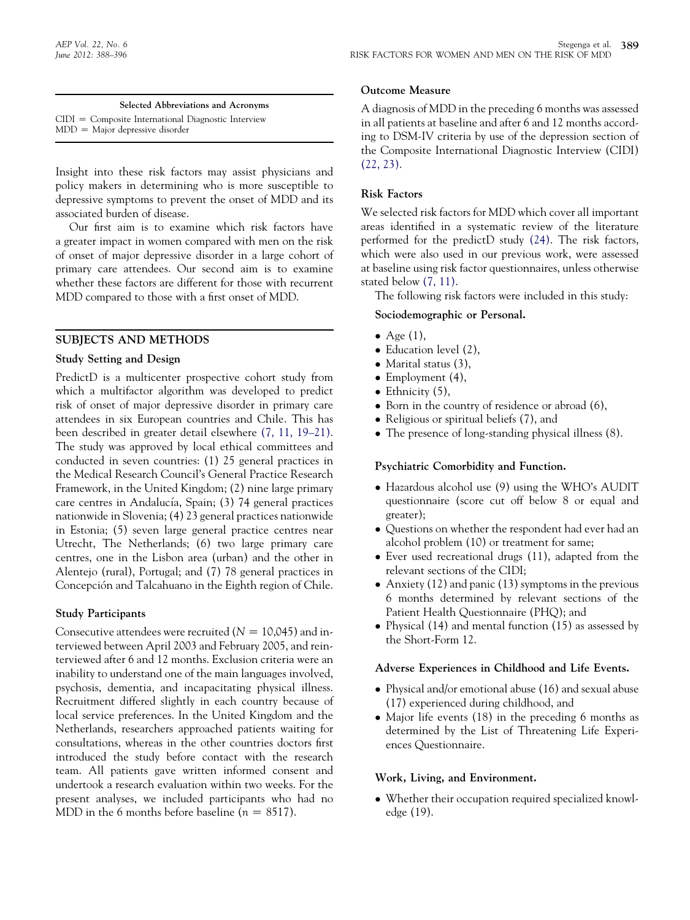**Selected Abbreviations and Acronyms**

CIDI = Composite International Diagnostic Interview
MDD = Major depressive disorder

Insight into these risk factors may assist physicians and policy makers in determining who is more susceptible to depressive symptoms to prevent the onset of MDD and its associated burden of disease.

Our first aim is to examine which risk factors have a greater impact in women compared with men on the risk of onset of major depressive disorder in a large cohort of primary care attendees. Our second aim is to examine whether these factors are different for those with recurrent MDD compared to those with a first onset of MDD.

## SUBJECTS AND METHODS

### Study Setting and Design

PredictD is a multicenter prospective cohort study from which a multifactor algorithm was developed to predict risk of onset of major depressive disorder in primary care attendees in six European countries and Chile. This has been described in greater detail elsewhere (7, 11, 19–21). The study was approved by local ethical committees and conducted in seven countries: (1) 25 general practices in the Medical Research Council's General Practice Research Framework, in the United Kingdom; (2) nine large primary care centres in Andalucía, Spain; (3) 74 general practices nationwide in Slovenia; (4) 23 general practices nationwide in Estonia; (5) seven large general practice centres near Utrecht, The Netherlands; (6) two large primary care centres, one in the Lisbon area (urban) and the other in Alentejo (rural), Portugal; and (7) 78 general practices in Concepción and Talcahuano in the Eighth region of Chile.

### Study Participants

Consecutive attendees were recruited ($N = 10{,}045$) and interviewed between April 2003 and February 2005, and reinterviewed after 6 and 12 months. Exclusion criteria were an inability to understand one of the main languages involved, psychosis, dementia, and incapacitating physical illness. Recruitment differed slightly in each country because of local service preferences. In the United Kingdom and the Netherlands, researchers approached patients waiting for consultations, whereas in the other countries doctors first introduced the study before contact with the research team. All patients gave written informed consent and undertook a research evaluation within two weeks. For the present analyses, we included participants who had no MDD in the 6 months before baseline ($n = 8517$).

### Outcome Measure

A diagnosis of MDD in the preceding 6 months was assessed in all patients at baseline and after 6 and 12 months according to DSM-IV criteria by use of the depression section of the Composite International Diagnostic Interview (CIDI) (22, 23).

### Risk Factors

We selected risk factors for MDD which cover all important areas identified in a systematic review of the literature performed for the predictD study (24). The risk factors, which were also used in our previous work, were assessed at baseline using risk factor questionnaires, unless otherwise stated below (7, 11).

The following risk factors were included in this study:

#### Sociodemographic or Personal.

- Age (1),
- Education level (2),
- Marital status (3),
- Employment (4),
- Ethnicity (5),
- Born in the country of residence or abroad (6),
- Religious or spiritual beliefs (7), and
- The presence of long-standing physical illness (8).

#### Psychiatric Comorbidity and Function.

- Hazardous alcohol use (9) using the WHO's AUDIT questionnaire (score cut off below 8 or equal and greater);
- Questions on whether the respondent had ever had an alcohol problem (10) or treatment for same;
- Ever used recreational drugs (11), adapted from the relevant sections of the CIDI;
- Anxiety (12) and panic (13) symptoms in the previous 6 months determined by relevant sections of the Patient Health Questionnaire (PHQ); and
- Physical (14) and mental function (15) as assessed by the Short-Form 12.

#### Adverse Experiences in Childhood and Life Events.

- Physical and/or emotional abuse (16) and sexual abuse (17) experienced during childhood, and
- Major life events (18) in the preceding 6 months as determined by the List of Threatening Life Experiences Questionnaire.

#### Work, Living, and Environment.

- Whether their occupation required specialized knowledge (19).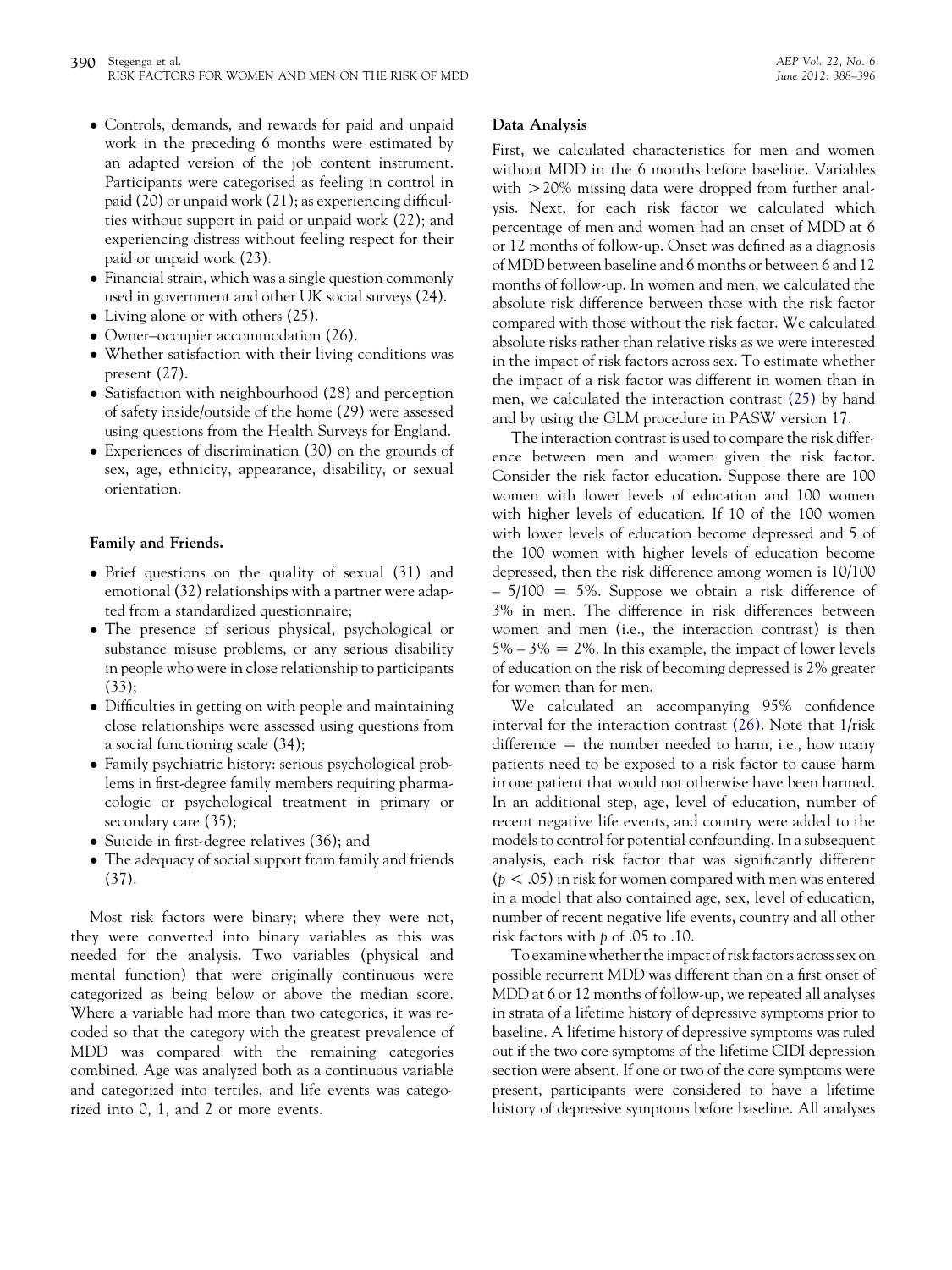- Controls, demands, and rewards for paid and unpaid work in the preceding 6 months were estimated by an adapted version of the job content instrument. Participants were categorised as feeling in control in paid (20) or unpaid work (21); as experiencing difficulties without support in paid or unpaid work (22); and experiencing distress without feeling respect for their paid or unpaid work (23).
- Financial strain, which was a single question commonly used in government and other UK social surveys (24).
- Living alone or with others (25).
- Owner–occupier accommodation (26).
- Whether satisfaction with their living conditions was present (27).
- Satisfaction with neighbourhood (28) and perception of safety inside/outside of the home (29) were assessed using questions from the Health Surveys for England.
- Experiences of discrimination (30) on the grounds of sex, age, ethnicity, appearance, disability, or sexual orientation.

#### Family and Friends.

- Brief questions on the quality of sexual (31) and emotional (32) relationships with a partner were adapted from a standardized questionnaire;
- The presence of serious physical, psychological or substance misuse problems, or any serious disability in people who were in close relationship to participants (33);
- Difficulties in getting on with people and maintaining close relationships were assessed using questions from a social functioning scale (34);
- Family psychiatric history: serious psychological problems in first-degree family members requiring pharmacologic or psychological treatment in primary or secondary care (35);
- Suicide in first-degree relatives (36); and
- The adequacy of social support from family and friends (37).

Most risk factors were binary; where they were not, they were converted into binary variables as this was needed for the analysis. Two variables (physical and mental function) that were originally continuous were categorized as being below or above the median score. Where a variable had more than two categories, it was recoded so that the category with the greatest prevalence of MDD was compared with the remaining categories combined. Age was analyzed both as a continuous variable and categorized into tertiles, and life events was categorized into 0, 1, and 2 or more events.

### Data Analysis

First, we calculated characteristics for men and women without MDD in the 6 months before baseline. Variables with >20% missing data were dropped from further analysis. Next, for each risk factor we calculated which percentage of men and women had an onset of MDD at 6 or 12 months of follow-up. Onset was defined as a diagnosis of MDD between baseline and 6 months or between 6 and 12 months of follow-up. In women and men, we calculated the absolute risk difference between those with the risk factor compared with those without the risk factor. We calculated absolute risks rather than relative risks as we were interested in the impact of risk factors across sex. To estimate whether the impact of a risk factor was different in women than in men, we calculated the interaction contrast (25) by hand and by using the GLM procedure in PASW version 17.

The interaction contrast is used to compare the risk difference between men and women given the risk factor. Consider the risk factor education. Suppose there are 100 women with lower levels of education and 100 women with higher levels of education. If 10 of the 100 women with lower levels of education become depressed and 5 of the 100 women with higher levels of education become depressed, then the risk difference among women is $10/100 - 5/100 = 5\%$. Suppose we obtain a risk difference of 3% in men. The difference in risk differences between women and men (i.e., the interaction contrast) is then $5\% - 3\% = 2\%$. In this example, the impact of lower levels of education on the risk of becoming depressed is 2% greater for women than for men.

We calculated an accompanying 95% confidence interval for the interaction contrast (26). Note that 1/risk difference = the number needed to harm, i.e., how many patients need to be exposed to a risk factor to cause harm in one patient that would not otherwise have been harmed. In an additional step, age, level of education, number of recent negative life events, and country were added to the models to control for potential confounding. In a subsequent analysis, each risk factor that was significantly different ($p < .05$) in risk for women compared with men was entered in a model that also contained age, sex, level of education, number of recent negative life events, country and all other risk factors with $p$ of .05 to .10.

To examine whether the impact of risk factors across sex on possible recurrent MDD was different than on a first onset of MDD at 6 or 12 months of follow-up, we repeated all analyses in strata of a lifetime history of depressive symptoms prior to baseline. A lifetime history of depressive symptoms was ruled out if the two core symptoms of the lifetime CIDI depression section were absent. If one or two of the core symptoms were present, participants were considered to have a lifetime history of depressive symptoms before baseline. All analyses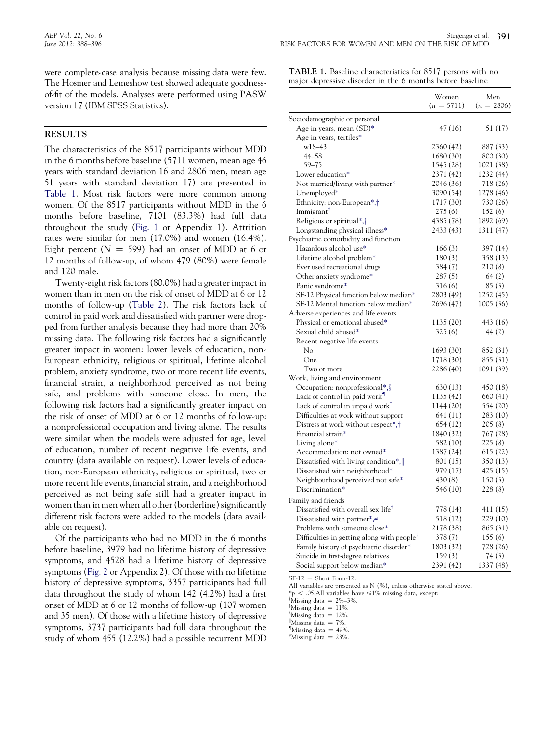were complete-case analysis because missing data were few. The Hosmer and Lemeshow test showed adequate goodness-of-fit of the models. Analyses were performed using PASW version 17 (IBM SPSS Statistics).

## RESULTS

The characteristics of the 8517 participants without MDD in the 6 months before baseline (5711 women, mean age 46 years with standard deviation 16 and 2806 men, mean age 51 years with standard deviation 17) are presented in Table 1. Most risk factors were more common among women. Of the 8517 participants without MDD in the 6 months before baseline, 7101 (83.3%) had full data throughout the study (Fig. 1 or Appendix 1). Attrition rates were similar for men (17.0%) and women (16.4%). Eight percent ($N = 599$) had an onset of MDD at 6 or 12 months of follow-up, of whom 479 (80%) were female and 120 male.

Twenty-eight risk factors (80.0%) had a greater impact in women than in men on the risk of onset of MDD at 6 or 12 months of follow-up (Table 2). The risk factors lack of control in paid work and dissatisfied with partner were dropped from further analysis because they had more than 20% missing data. The following risk factors had a significantly greater impact in women: lower levels of education, non-European ethnicity, religious or spiritual, lifetime alcohol problem, anxiety syndrome, two or more recent life events, financial strain, a neighborhood perceived as not being safe, and problems with someone close. In men, the following risk factors had a significantly greater impact on the risk of onset of MDD at 6 or 12 months of follow-up: a nonprofessional occupation and living alone. The results were similar when the models were adjusted for age, level of education, number of recent negative life events, and country (data available on request). Lower levels of education, non-European ethnicity, religious or spiritual, two or more recent life events, financial strain, and a neighborhood perceived as not being safe still had a greater impact in women than in men when all other (borderline) significantly different risk factors were added to the models (data available on request).

Of the participants who had no MDD in the 6 months before baseline, 3979 had no lifetime history of depressive symptoms, and 4528 had a lifetime history of depressive symptoms (Fig. 2 or Appendix 2). Of those with no lifetime history of depressive symptoms, 3357 participants had full data throughout the study of whom 142 (4.2%) had a first onset of MDD at 6 or 12 months of follow-up (107 women and 35 men). Of those with a lifetime history of depressive symptoms, 3737 participants had full data throughout the study of whom 455 (12.2%) had a possible recurrent MDD

**TABLE 1.** Baseline characteristics for 8517 persons with no major depressive disorder in the 6 months before baseline

| | Women ($n = 5711$) | Men ($n = 2806$) |
|---|---|---|
| Sociodemographic or personal | | |
| Age in years, mean (SD)* | 47 (16) | 51 (17) |
| Age in years, tertiles* | | |
| w18–43 | 2360 (42) | 887 (33) |
| 44–58 | 1680 (30) | 800 (30) |
| 59–75 | 1545 (28) | 1021 (38) |
| Lower education* | 2371 (42) | 1232 (44) |
| Not married/living with partner* | 2046 (36) | 718 (26) |
| Unemployed* | 3090 (54) | 1278 (46) |
| Ethnicity: non-European*,† | 1717 (30) | 730 (26) |
| Immigrant‡ | 275 (6) | 152 (6) |
| Religious or spiritual*,† | 4385 (78) | 1892 (69) |
| Longstanding physical illness* | 2433 (43) | 1311 (47) |
| Psychiatric comorbidity and function | | |
| Hazardous alcohol use* | 166 (3) | 397 (14) |
| Lifetime alcohol problem* | 180 (3) | 358 (13) |
| Ever used recreational drugs | 384 (7) | 210 (8) |
| Other anxiety syndrome* | 287 (5) | 64 (2) |
| Panic syndrome* | 316 (6) | 85 (3) |
| SF-12 Physical function below median* | 2803 (49) | 1252 (45) |
| SF-12 Mental function below median* | 2696 (47) | 1005 (36) |
| Adverse experiences and life events | | |
| Physical or emotional abused* | 1135 (20) | 443 (16) |
| Sexual child abused* | 325 (6) | 44 (2) |
| Recent negative life events | | |
| No | 1693 (30) | 852 (31) |
| One | 1718 (30) | 855 (31) |
| Two or more | 2286 (40) | 1091 (39) |
| Work, living and environment | | |
| Occupation: nonprofessional*,§ | 630 (13) | 450 (18) |
| Lack of control in paid work¶ | 1135 (42) | 660 (41) |
| Lack of control in unpaid work† | 1144 (20) | 554 (20) |
| Difficulties at work without support | 641 (11) | 283 (10) |
| Distress at work without respect*,† | 654 (12) | 205 (8) |
| Financial strain* | 1840 (32) | 767 (28) |
| Living alone* | 582 (10) | 225 (8) |
| Accommodation: not owned* | 1387 (24) | 615 (22) |
| Dissatisfied with living condition*,‖ | 801 (15) | 350 (13) |
| Dissatisfied with neighborhood* | 979 (17) | 425 (15) |
| Neighbourhood perceived not safe* | 430 (8) | 150 (5) |
| Discrimination* | 546 (10) | 228 (8) |
| Family and friends | | |
| Dissatisfied with overall sex life† | 778 (14) | 411 (15) |
| Dissatisfied with partner*,# | 518 (12) | 229 (10) |
| Problems with someone close* | 2178 (38) | 865 (31) |
| Difficulties in getting along with people† | 378 (7) | 155 (6) |
| Family history of psychiatric disorder* | 1803 (32) | 728 (26) |
| Suicide in first-degree relatives | 159 (3) | 74 (3) |
| Social support below median* | 2391 (42) | 1337 (48) |

SF-12 = Short Form-12.
All variables are presented as N (%), unless otherwise stated above.
*$p < .05$. All variables have ≤1% missing data, except:
†Missing data = 2%–3%.
‡Missing data = 11%.
§Missing data = 12%.
‖Missing data = 7%.
¶Missing data = 49%.
#Missing data = 23%.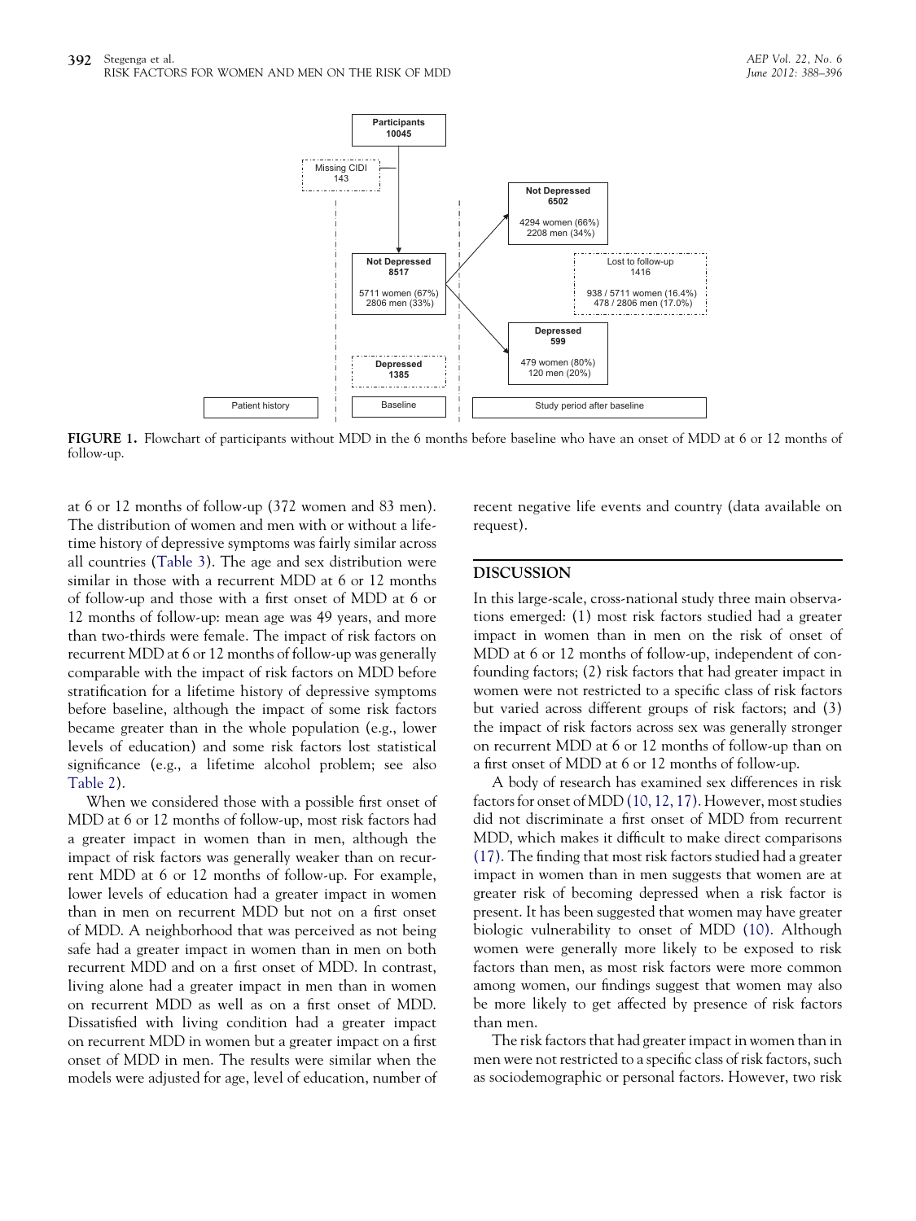FIGURE 1. Flowchart of participants without MDD in the 6 months before baseline who have an onset of MDD at 6 or 12 months of follow-up.

at 6 or 12 months of follow-up (372 women and 83 men). The distribution of women and men with or without a lifetime history of depressive symptoms was fairly similar across all countries (Table 3). The age and sex distribution were similar in those with a recurrent MDD at 6 or 12 months of follow-up and those with a first onset of MDD at 6 or 12 months of follow-up: mean age was 49 years, and more than two-thirds were female. The impact of risk factors on recurrent MDD at 6 or 12 months of follow-up was generally comparable with the impact of risk factors on MDD before stratification for a lifetime history of depressive symptoms before baseline, although the impact of some risk factors became greater than in the whole population (e.g., lower levels of education) and some risk factors lost statistical significance (e.g., a lifetime alcohol problem; see also Table 2).

When we considered those with a possible first onset of MDD at 6 or 12 months of follow-up, most risk factors had a greater impact in women than in men, although the impact of risk factors was generally weaker than on recurrent MDD at 6 or 12 months of follow-up. For example, lower levels of education had a greater impact in women than in men on recurrent MDD but not on a first onset of MDD. A neighborhood that was perceived as not being safe had a greater impact in women than in men on both recurrent MDD and on a first onset of MDD. In contrast, living alone had a greater impact in men than in women on recurrent MDD as well as on a first onset of MDD. Dissatisfied with living condition had a greater impact on recurrent MDD in women but a greater impact on a first onset of MDD in men. The results were similar when the models were adjusted for age, level of education, number of recent negative life events and country (data available on request).

## DISCUSSION

In this large-scale, cross-national study three main observations emerged: (1) most risk factors studied had a greater impact in women than in men on the risk of onset of MDD at 6 or 12 months of follow-up, independent of confounding factors; (2) risk factors that had greater impact in women were not restricted to a specific class of risk factors but varied across different groups of risk factors; and (3) the impact of risk factors across sex was generally stronger on recurrent MDD at 6 or 12 months of follow-up than on a first onset of MDD at 6 or 12 months of follow-up.

A body of research has examined sex differences in risk factors for onset of MDD (10, 12, 17). However, most studies did not discriminate a first onset of MDD from recurrent MDD, which makes it difficult to make direct comparisons (17). The finding that most risk factors studied had a greater impact in women than in men suggests that women are at greater risk of becoming depressed when a risk factor is present. It has been suggested that women may have greater biologic vulnerability to onset of MDD (10). Although women were generally more likely to be exposed to risk factors than men, as most risk factors were more common among women, our findings suggest that women may also be more likely to get affected by presence of risk factors than men.

The risk factors that had greater impact in women than in men were not restricted to a specific class of risk factors, such as sociodemographic or personal factors. However, two risk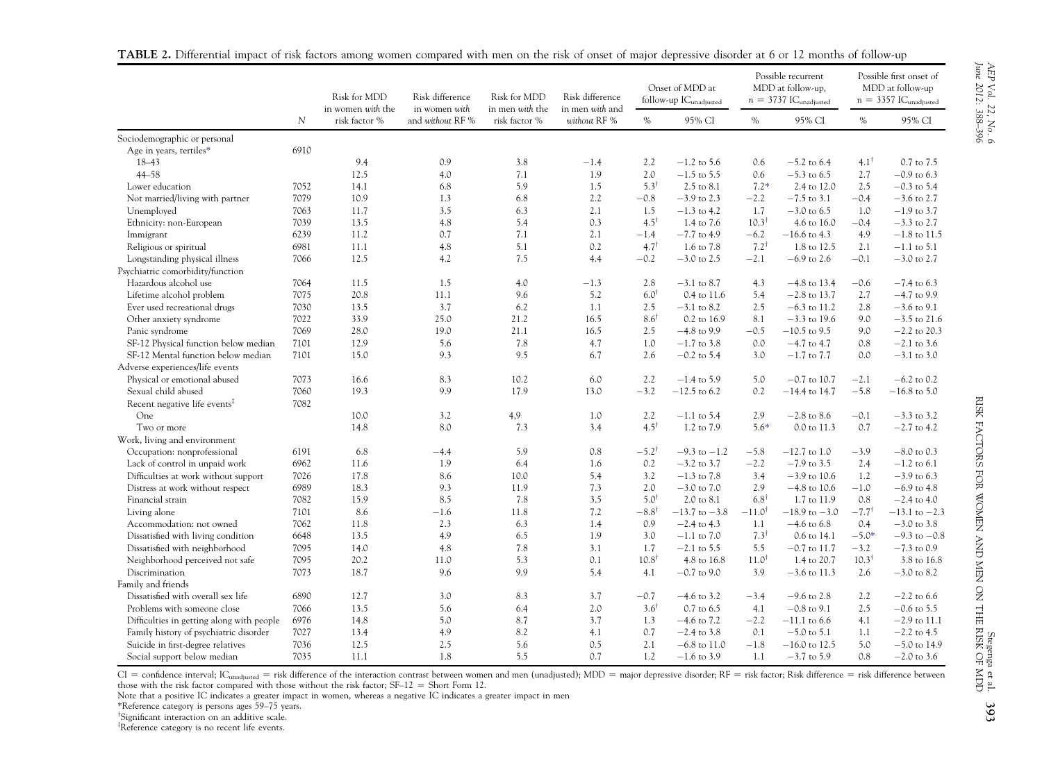**TABLE 2.** Differential impact of risk factors among women compared with men on the risk of onset of major depressive disorder at 6 or 12 months of follow-up

| | $N$ | Risk for MDD in women *with* the risk factor % | Risk difference in women *with* and *without* RF % | Risk for MDD in men *with* the risk factor % | Risk difference in men *with* and *without* RF % | Onset of MDD at follow-up $IC_{unadjusted}$ | | Possible recurrent MDD at follow-up, n = 3737 $IC_{unadjusted}$ | | Possible first onset of MDD at follow-up n = 3357 $IC_{unadjusted}$ | |
|---|---|---|---|---|---|---|---|---|---|---|---|
| | | | | | | % | 95% CI | % | 95% CI | % | 95% CI |
| Sociodemographic or personal | | | | | | | | | | | |
| Age in years, tertiles* | 6910 | | | | | | | | | | |
| 18–43 | | 9.4 | 0.9 | 3.8 | −1.4 | 2.2 | −1.2 to 5.6 | 0.6 | −5.2 to 6.4 | 4.1† | 0.7 to 7.5 |
| 44–58 | | 12.5 | 4.0 | 7.1 | 1.9 | 2.0 | −1.5 to 5.5 | 0.6 | −5.3 to 6.5 | 2.7 | −0.9 to 6.3 |
| Lower education | 7052 | 14.1 | 6.8 | 5.9 | 1.5 | 5.3† | 2.5 to 8.1 | 7.2* | 2.4 to 12.0 | 2.5 | −0.3 to 5.4 |
| Not married/living with partner | 7079 | 10.9 | 1.3 | 6.8 | 2.2 | −0.8 | −3.9 to 2.3 | −2.2 | −7.5 to 3.1 | −0.4 | −3.6 to 2.7 |
| Unemployed | 7063 | 11.7 | 3.5 | 6.3 | 2.1 | 1.5 | −1.3 to 4.2 | 1.7 | −3.0 to 6.5 | 1.0 | −1.9 to 3.7 |
| Ethnicity: non-European | 7039 | 13.5 | 4.8 | 5.4 | 0.3 | 4.5† | 1.4 to 7.6 | 10.3† | 4.6 to 16.0 | −0.4 | −3.3 to 2.7 |
| Immigrant | 6239 | 11.2 | 0.7 | 7.1 | 2.1 | −1.4 | −7.7 to 4.9 | −6.2 | −16.6 to 4.3 | 4.9 | −1.8 to 11.5 |
| Religious or spiritual | 6981 | 11.1 | 4.8 | 5.1 | 0.2 | 4.7† | 1.6 to 7.8 | 7.2† | 1.8 to 12.5 | 2.1 | −1.1 to 5.1 |
| Longstanding physical illness | 7066 | 12.5 | 4.2 | 7.5 | 4.4 | −0.2 | −3.0 to 2.5 | −2.1 | −6.9 to 2.6 | −0.1 | −3.0 to 2.7 |
| Psychiatric comorbidity/function | | | | | | | | | | | |
| Hazardous alcohol use | 7064 | 11.5 | 1.5 | 4.0 | −1.3 | 2.8 | −3.1 to 8.7 | 4.3 | −4.8 to 13.4 | −0.6 | −7.4 to 6.3 |
| Lifetime alcohol problem | 7075 | 20.8 | 11.1 | 9.6 | 5.2 | 6.0† | 0.4 to 11.6 | 5.4 | −2.8 to 13.7 | 2.7 | −4.7 to 9.9 |
| Ever used recreational drugs | 7030 | 13.5 | 3.7 | 6.2 | 1.1 | 2.5 | −3.1 to 8.2 | 2.5 | −6.3 to 11.2 | 2.8 | −3.6 to 9.1 |
| Other anxiety syndrome | 7022 | 33.9 | 25.0 | 21.2 | 16.5 | 8.6† | 0.2 to 16.9 | 8.1 | −3.3 to 19.6 | 9.0 | −3.5 to 21.6 |
| Panic syndrome | 7069 | 28.0 | 19.0 | 21.1 | 16.5 | 2.5 | −4.8 to 9.9 | −0.5 | −10.5 to 9.5 | 9.0 | −2.2 to 20.3 |
| SF-12 Physical function below median | 7101 | 12.9 | 5.6 | 7.8 | 4.7 | 1.0 | −1.7 to 3.8 | 0.0 | −4.7 to 4.7 | 0.8 | −2.1 to 3.6 |
| SF-12 Mental function below median | 7101 | 15.0 | 9.3 | 9.5 | 6.7 | 2.6 | −0.2 to 5.4 | 3.0 | −1.7 to 7.7 | 0.0 | −3.1 to 3.0 |
| Adverse experiences/life events | | | | | | | | | | | |
| Physical or emotional abused | 7073 | 16.6 | 8.3 | 10.2 | 6.0 | 2.2 | −1.4 to 5.9 | 5.0 | −0.7 to 10.7 | −2.1 | −6.2 to 0.2 |
| Sexual child abused | 7060 | 19.3 | 9.9 | 17.9 | 13.0 | −3.2 | −12.5 to 6.2 | 0.2 | −14.4 to 14.7 | −5.8 | −16.8 to 5.0 |
| Recent negative life events‡ | 7082 | | | | | | | | | | |
| One | | 10.0 | 3.2 | 4,9 | 1.0 | 2.2 | −1.1 to 5.4 | 2.9 | −2.8 to 8.6 | −0.1 | −3.3 to 3.2 |
| Two or more | | 14.8 | 8.0 | 7.3 | 3.4 | 4.5† | 1.2 to 7.9 | 5.6* | 0.0 to 11.3 | 0.7 | −2.7 to 4.2 |
| Work, living and environment | | | | | | | | | | | |
| Occupation: nonprofessional | 6191 | 6.8 | −4.4 | 5.9 | 0.8 | −5.2† | −9.3 to −1.2 | −5.8 | −12.7 to 1.0 | −3.9 | −8.0 to 0.3 |
| Lack of control in unpaid work | 6962 | 11.6 | 1.9 | 6.4 | 1.6 | 0.2 | −3.2 to 3.7 | −2.2 | −7.9 to 3.5 | 2.4 | −1.2 to 6.1 |
| Difficulties at work without support | 7026 | 17.8 | 8.6 | 10.0 | 5.4 | 3.2 | −1.3 to 7.8 | 3.4 | −3.9 to 10.6 | 1.2 | −3.9 to 6.3 |
| Distress at work without respect | 6989 | 18.3 | 9.3 | 11.9 | 7.3 | 2.0 | −3.0 to 7.0 | 2.9 | −4.8 to 10.6 | −1.0 | −6.9 to 4.8 |
| Financial strain | 7082 | 15.9 | 8.5 | 7.8 | 3.5 | 5.0† | 2.0 to 8.1 | 6.8† | 1.7 to 11.9 | 0.8 | −2.4 to 4.0 |
| Living alone | 7101 | 8.6 | −1.6 | 11.8 | 7.2 | −8.8† | −13.7 to −3.8 | −11.0† | −18.9 to −3.0 | −7.7† | −13.1 to −2.3 |
| Accommodation: not owned | 7062 | 11.8 | 2.3 | 6.3 | 1.4 | 0.9 | −2.4 to 4.3 | 1.1 | −4.6 to 6.8 | 0.4 | −3.0 to 3.8 |
| Dissatisfied with living condition | 6648 | 13.5 | 4.9 | 6.5 | 1.9 | 3.0 | −1.1 to 7.0 | 7.3† | 0.6 to 14.1 | −5.0* | −9.3 to −0.8 |
| Dissatisfied with neighborhood | 7095 | 14.0 | 4.8 | 7.8 | 3.1 | 1.7 | −2.1 to 5.5 | 5.5 | −0.7 to 11.7 | −3.2 | −7.3 to 0.9 |
| Neighborhood perceived not safe | 7095 | 20.2 | 11.0 | 5.3 | 0.1 | 10.8† | 4.8 to 16.8 | 11.0† | 1.4 to 20.7 | 10.3† | 3.8 to 16.8 |
| Discrimination | 7073 | 18.7 | 9.6 | 9.9 | 5.4 | 4.1 | −0.7 to 9.0 | 3.9 | −3.6 to 11.3 | 2.6 | −3.0 to 8.2 |
| Family and friends | | | | | | | | | | | |
| Dissatisfied with overall sex life | 6890 | 12.7 | 3.0 | 8.3 | 3.7 | −0.7 | −4.6 to 3.2 | −3.4 | −9.6 to 2.8 | 2.2 | −2.2 to 6.6 |
| Problems with someone close | 7066 | 13.5 | 5.6 | 6.4 | 2.0 | 3.6† | 0.7 to 6.5 | 4.1 | −0.8 to 9.1 | 2.5 | −0.6 to 5.5 |
| Difficulties in getting along with people | 6976 | 14.8 | 5.0 | 8.7 | 3.7 | 1.3 | −4.6 to 7.2 | −2.2 | −11.1 to 6.6 | 4.1 | −2.9 to 11.1 |
| Family history of psychiatric disorder | 7027 | 13.4 | 4.9 | 8.2 | 4.1 | 0.7 | −2.4 to 3.8 | 0.1 | −5.0 to 5.1 | 1.1 | −2.2 to 4.5 |
| Suicide in first-degree relatives | 7036 | 12.5 | 2.5 | 5.6 | 0.5 | 2.1 | −6.8 to 11.0 | −1.8 | −16.0 to 12.5 | 5.0 | −5.0 to 14.9 |
| Social support below median | 7035 | 11.1 | 1.8 | 5.5 | 0.7 | 1.2 | −1.6 to 3.9 | 1.1 | −3.7 to 5.9 | 0.8 | −2.0 to 3.6 |

CI = confidence interval; $IC_{unadjusted}$ = risk difference of the interaction contrast between women and men (unadjusted); MDD = major depressive disorder; RF = risk factor; Risk difference = risk difference between those with the risk factor compared with those without the risk factor; SF–12 = Short Form 12.

Note that a positive IC indicates a greater impact in women, whereas a negative IC indicates a greater impact in men

*Reference category is persons ages 59–75 years.

†Significant interaction on an additive scale.

‡Reference category is no recent life events.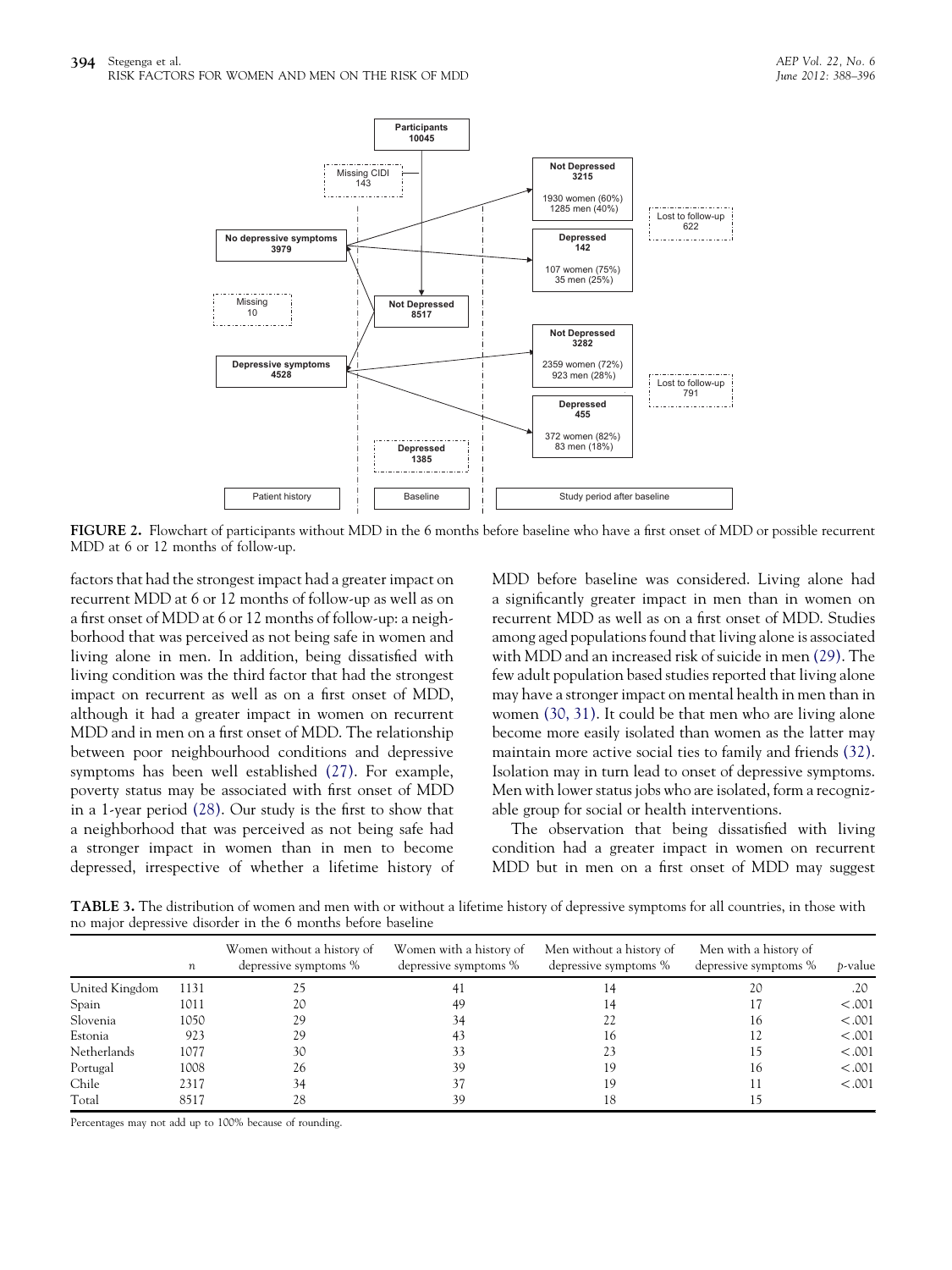FIGURE 2. Flowchart of participants without MDD in the 6 months before baseline who have a first onset of MDD or possible recurrent MDD at 6 or 12 months of follow-up.

factors that had the strongest impact had a greater impact on recurrent MDD at 6 or 12 months of follow-up as well as on a first onset of MDD at 6 or 12 months of follow-up: a neighborhood that was perceived as not being safe in women and living alone in men. In addition, being dissatisfied with living condition was the third factor that had the strongest impact on recurrent as well as on a first onset of MDD, although it had a greater impact in women on recurrent MDD and in men on a first onset of MDD. The relationship between poor neighbourhood conditions and depressive symptoms has been well established (27). For example, poverty status may be associated with first onset of MDD in a 1-year period (28). Our study is the first to show that a neighborhood that was perceived as not being safe had a stronger impact in women than in men to become depressed, irrespective of whether a lifetime history of MDD before baseline was considered. Living alone had a significantly greater impact in men than in women on recurrent MDD as well as on a first onset of MDD. Studies among aged populations found that living alone is associated with MDD and an increased risk of suicide in men (29). The few adult population based studies reported that living alone may have a stronger impact on mental health in men than in women (30, 31). It could be that men who are living alone become more easily isolated than women as the latter may maintain more active social ties to family and friends (32). Isolation may in turn lead to onset of depressive symptoms. Men with lower status jobs who are isolated, form a recognizable group for social or health interventions.

The observation that being dissatisfied with living condition had a greater impact in women on recurrent MDD but in men on a first onset of MDD may suggest

TABLE 3. The distribution of women and men with or without a lifetime history of depressive symptoms for all countries, in those with no major depressive disorder in the 6 months before baseline

| | $n$ | Women without a history of depressive symptoms % | Women with a history of depressive symptoms % | Men without a history of depressive symptoms % | Men with a history of depressive symptoms % | $p$-value |
|---|---|---|---|---|---|---|
| United Kingdom | 1131 | 25 | 41 | 14 | 20 | .20 |
| Spain | 1011 | 20 | 49 | 14 | 17 | <.001 |
| Slovenia | 1050 | 29 | 34 | 22 | 16 | <.001 |
| Estonia | 923 | 29 | 43 | 16 | 12 | <.001 |
| Netherlands | 1077 | 30 | 33 | 23 | 15 | <.001 |
| Portugal | 1008 | 26 | 39 | 19 | 16 | <.001 |
| Chile | 2317 | 34 | 37 | 19 | 11 | <.001 |
| Total | 8517 | 28 | 39 | 18 | 15 | |

Percentages may not add up to 100% because of rounding.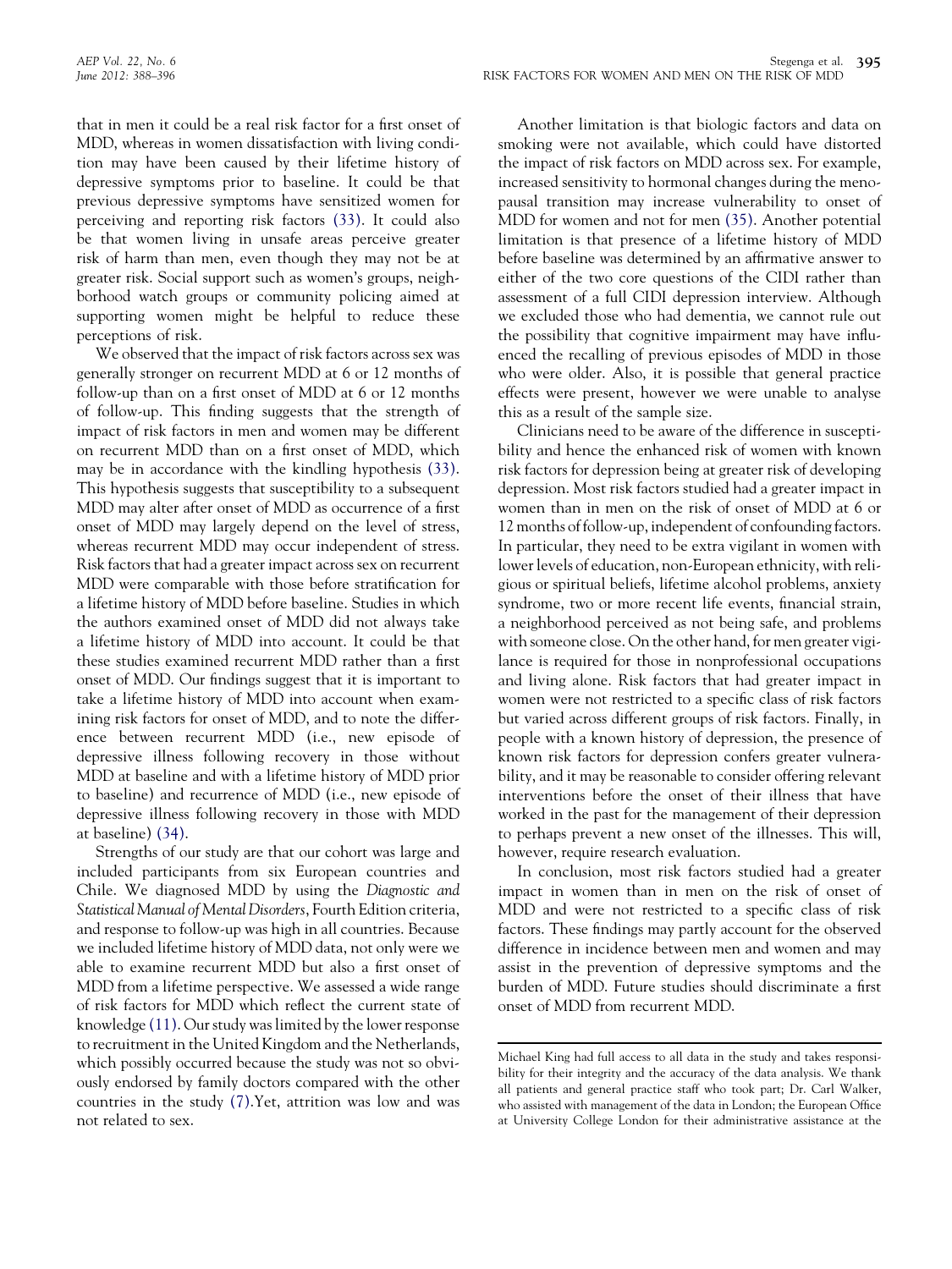that in men it could be a real risk factor for a first onset of MDD, whereas in women dissatisfaction with living condition may have been caused by their lifetime history of depressive symptoms prior to baseline. It could be that previous depressive symptoms have sensitized women for perceiving and reporting risk factors (33). It could also be that women living in unsafe areas perceive greater risk of harm than men, even though they may not be at greater risk. Social support such as women's groups, neighborhood watch groups or community policing aimed at supporting women might be helpful to reduce these perceptions of risk.

We observed that the impact of risk factors across sex was generally stronger on recurrent MDD at 6 or 12 months of follow-up than on a first onset of MDD at 6 or 12 months of follow-up. This finding suggests that the strength of impact of risk factors in men and women may be different on recurrent MDD than on a first onset of MDD, which may be in accordance with the kindling hypothesis (33). This hypothesis suggests that susceptibility to a subsequent MDD may alter after onset of MDD as occurrence of a first onset of MDD may largely depend on the level of stress, whereas recurrent MDD may occur independent of stress. Risk factors that had a greater impact across sex on recurrent MDD were comparable with those before stratification for a lifetime history of MDD before baseline. Studies in which the authors examined onset of MDD did not always take a lifetime history of MDD into account. It could be that these studies examined recurrent MDD rather than a first onset of MDD. Our findings suggest that it is important to take a lifetime history of MDD into account when examining risk factors for onset of MDD, and to note the difference between recurrent MDD (i.e., new episode of depressive illness following recovery in those without MDD at baseline and with a lifetime history of MDD prior to baseline) and recurrence of MDD (i.e., new episode of depressive illness following recovery in those with MDD at baseline) (34).

Strengths of our study are that our cohort was large and included participants from six European countries and Chile. We diagnosed MDD by using the *Diagnostic and Statistical Manual of Mental Disorders*, Fourth Edition criteria, and response to follow-up was high in all countries. Because we included lifetime history of MDD data, not only were we able to examine recurrent MDD but also a first onset of MDD from a lifetime perspective. We assessed a wide range of risk factors for MDD which reflect the current state of knowledge (11). Our study was limited by the lower response to recruitment in the United Kingdom and the Netherlands, which possibly occurred because the study was not so obviously endorsed by family doctors compared with the other countries in the study (7).Yet, attrition was low and was not related to sex.

Another limitation is that biologic factors and data on smoking were not available, which could have distorted the impact of risk factors on MDD across sex. For example, increased sensitivity to hormonal changes during the menopausal transition may increase vulnerability to onset of MDD for women and not for men (35). Another potential limitation is that presence of a lifetime history of MDD before baseline was determined by an affirmative answer to either of the two core questions of the CIDI rather than assessment of a full CIDI depression interview. Although we excluded those who had dementia, we cannot rule out the possibility that cognitive impairment may have influenced the recalling of previous episodes of MDD in those who were older. Also, it is possible that general practice effects were present, however we were unable to analyse this as a result of the sample size.

Clinicians need to be aware of the difference in susceptibility and hence the enhanced risk of women with known risk factors for depression being at greater risk of developing depression. Most risk factors studied had a greater impact in women than in men on the risk of onset of MDD at 6 or 12 months of follow-up, independent of confounding factors. In particular, they need to be extra vigilant in women with lower levels of education, non-European ethnicity, with religious or spiritual beliefs, lifetime alcohol problems, anxiety syndrome, two or more recent life events, financial strain, a neighborhood perceived as not being safe, and problems with someone close. On the other hand, for men greater vigilance is required for those in nonprofessional occupations and living alone. Risk factors that had greater impact in women were not restricted to a specific class of risk factors but varied across different groups of risk factors. Finally, in people with a known history of depression, the presence of known risk factors for depression confers greater vulnerability, and it may be reasonable to consider offering relevant interventions before the onset of their illness that have worked in the past for the management of their depression to perhaps prevent a new onset of the illnesses. This will, however, require research evaluation.

In conclusion, most risk factors studied had a greater impact in women than in men on the risk of onset of MDD and were not restricted to a specific class of risk factors. These findings may partly account for the observed difference in incidence between men and women and may assist in the prevention of depressive symptoms and the burden of MDD. Future studies should discriminate a first onset of MDD from recurrent MDD.

---

Michael King had full access to all data in the study and takes responsibility for their integrity and the accuracy of the data analysis. We thank all patients and general practice staff who took part; Dr. Carl Walker, who assisted with management of the data in London; the European Office at University College London for their administrative assistance at the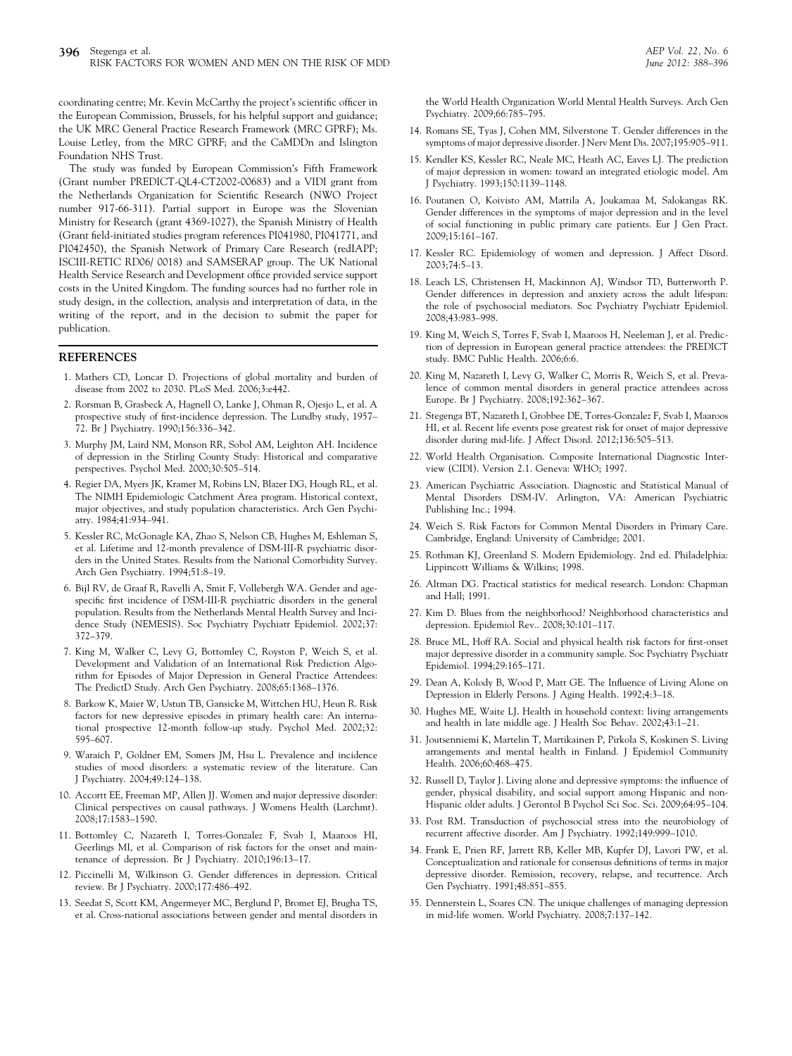coordinating centre; Mr. Kevin McCarthy the project's scientific officer in the European Commission, Brussels, for his helpful support and guidance; the UK MRC General Practice Research Framework (MRC GPRF); Ms. Louise Letley, from the MRC GPRF; and the CaMDDn and Islington Foundation NHS Trust.

The study was funded by European Commission's Fifth Framework (Grant number PREDICT-QL4-CT2002-00683) and a VIDI grant from the Netherlands Organization for Scientific Research (NWO Project number 917-66-311). Partial support in Europe was the Slovenian Ministry for Research (grant 4369-1027), the Spanish Ministry of Health (Grant field-initiated studies program references PI041980, PI041771, and PI042450), the Spanish Network of Primary Care Research (redIAPP; ISCIII-RETIC RD06/ 0018) and SAMSERAP group. The UK National Health Service Research and Development office provided service support costs in the United Kingdom. The funding sources had no further role in study design, in the collection, analysis and interpretation of data, in the writing of the report, and in the decision to submit the paper for publication.

## REFERENCES

1. Mathers CD, Loncar D. Projections of global mortality and burden of disease from 2002 to 2030. PLoS Med. 2006;3:e442.
2. Rorsman B, Grasbeck A, Hagnell O, Lanke J, Ohman R, Ojesjo L, et al. A prospective study of first-incidence depression. The Lundby study, 1957–72. Br J Psychiatry. 1990;156:336–342.
3. Murphy JM, Laird NM, Monson RR, Sobol AM, Leighton AH. Incidence of depression in the Stirling County Study: Historical and comparative perspectives. Psychol Med. 2000;30:505–514.
4. Regier DA, Myers JK, Kramer M, Robins LN, Blazer DG, Hough RL, et al. The NIMH Epidemiologic Catchment Area program. Historical context, major objectives, and study population characteristics. Arch Gen Psychiatry. 1984;41:934–941.
5. Kessler RC, McGonagle KA, Zhao S, Nelson CB, Hughes M, Eshleman S, et al. Lifetime and 12-month prevalence of DSM-III-R psychiatric disorders in the United States. Results from the National Comorbidity Survey. Arch Gen Psychiatry. 1994;51:8–19.
6. Bijl RV, de Graaf R, Ravelli A, Smit F, Vollebergh WA. Gender and age-specific first incidence of DSM-III-R psychiatric disorders in the general population. Results from the Netherlands Mental Health Survey and Incidence Study (NEMESIS). Soc Psychiatry Psychiatr Epidemiol. 2002;37: 372–379.
7. King M, Walker C, Levy G, Bottomley C, Royston P, Weich S, et al. Development and Validation of an International Risk Prediction Algorithm for Episodes of Major Depression in General Practice Attendees: The PredictD Study. Arch Gen Psychiatry. 2008;65:1368–1376.
8. Barkow K, Maier W, Ustun TB, Gansicke M, Wittchen HU, Heun R. Risk factors for new depressive episodes in primary health care: An international prospective 12-month follow-up study. Psychol Med. 2002;32: 595–607.
9. Waraich P, Goldner EM, Somers JM, Hsu L. Prevalence and incidence studies of mood disorders: a systematic review of the literature. Can J Psychiatry. 2004;49:124–138.
10. Accortt EE, Freeman MP, Allen JJ. Women and major depressive disorder: Clinical perspectives on causal pathways. J Womens Health (Larchmt). 2008;17:1583–1590.
11. Bottomley C, Nazareth I, Torres-Gonzalez F, Svab I, Maaroos HI, Geerlings MI, et al. Comparison of risk factors for the onset and maintenance of depression. Br J Psychiatry. 2010;196:13–17.
12. Piccinelli M, Wilkinson G. Gender differences in depression. Critical review. Br J Psychiatry. 2000;177:486–492.
13. Seedat S, Scott KM, Angermeyer MC, Berglund P, Bromet EJ, Brugha TS, et al. Cross-national associations between gender and mental disorders in the World Health Organization World Mental Health Surveys. Arch Gen Psychiatry. 2009;66:785–795.
14. Romans SE, Tyas J, Cohen MM, Silverstone T. Gender differences in the symptoms of major depressive disorder. J Nerv Ment Dis. 2007;195:905–911.
15. Kendler KS, Kessler RC, Neale MC, Heath AC, Eaves LJ. The prediction of major depression in women: toward an integrated etiologic model. Am J Psychiatry. 1993;150:1139–1148.
16. Poutanen O, Koivisto AM, Mattila A, Joukamaa M, Salokangas RK. Gender differences in the symptoms of major depression and in the level of social functioning in public primary care patients. Eur J Gen Pract. 2009;15:161–167.
17. Kessler RC. Epidemiology of women and depression. J Affect Disord. 2003;74:5–13.
18. Leach LS, Christensen H, Mackinnon AJ, Windsor TD, Butterworth P. Gender differences in depression and anxiety across the adult lifespan: the role of psychosocial mediators. Soc Psychiatry Psychiatr Epidemiol. 2008;43:983–998.
19. King M, Weich S, Torres F, Svab I, Maaroos H, Neeleman J, et al. Prediction of depression in European general practice attendees: the PREDICT study. BMC Public Health. 2006;6:6.
20. King M, Nazareth I, Levy G, Walker C, Morris R, Weich S, et al. Prevalence of common mental disorders in general practice attendees across Europe. Br J Psychiatry. 2008;192:362–367.
21. Stegenga BT, Nazareth I, Grobbee DE, Torres-Gonzalez F, Svab I, Maaroos HI, et al. Recent life events pose greatest risk for onset of major depressive disorder during mid-life. J Affect Disord. 2012;136:505–513.
22. World Health Organisation. Composite International Diagnostic Interview (CIDI). Version 2.1. Geneva: WHO; 1997.
23. American Psychiatric Association. Diagnostic and Statistical Manual of Mental Disorders DSM-IV. Arlington, VA: American Psychiatric Publishing Inc.; 1994.
24. Weich S. Risk Factors for Common Mental Disorders in Primary Care. Cambridge, England: University of Cambridge; 2001.
25. Rothman KJ, Greenland S. Modern Epidemiology. 2nd ed. Philadelphia: Lippincott Williams & Wilkins; 1998.
26. Altman DG. Practical statistics for medical research. London: Chapman and Hall; 1991.
27. Kim D. Blues from the neighborhood? Neighborhood characteristics and depression. Epidemiol Rev.. 2008;30:101–117.
28. Bruce ML, Hoff RA. Social and physical health risk factors for first-onset major depressive disorder in a community sample. Soc Psychiatry Psychiatr Epidemiol. 1994;29:165–171.
29. Dean A, Kolody B, Wood P, Matt GE. The Influence of Living Alone on Depression in Elderly Persons. J Aging Health. 1992;4:3–18.
30. Hughes ME, Waite LJ. Health in household context: living arrangements and health in late middle age. J Health Soc Behav. 2002;43:1–21.
31. Joutsenniemi K, Martelin T, Martikainen P, Pirkola S, Koskinen S. Living arrangements and mental health in Finland. J Epidemiol Community Health. 2006;60:468–475.
32. Russell D, Taylor J. Living alone and depressive symptoms: the influence of gender, physical disability, and social support among Hispanic and non-Hispanic older adults. J Gerontol B Psychol Sci Soc. Sci. 2009;64:95–104.
33. Post RM. Transduction of psychosocial stress into the neurobiology of recurrent affective disorder. Am J Psychiatry. 1992;149:999–1010.
34. Frank E, Prien RF, Jarrett RB, Keller MB, Kupfer DJ, Lavori PW, et al. Conceptualization and rationale for consensus definitions of terms in major depressive disorder. Remission, recovery, relapse, and recurrence. Arch Gen Psychiatry. 1991;48:851–855.
35. Dennerstein L, Soares CN. The unique challenges of managing depression in mid-life women. World Psychiatry. 2008;7:137–142.